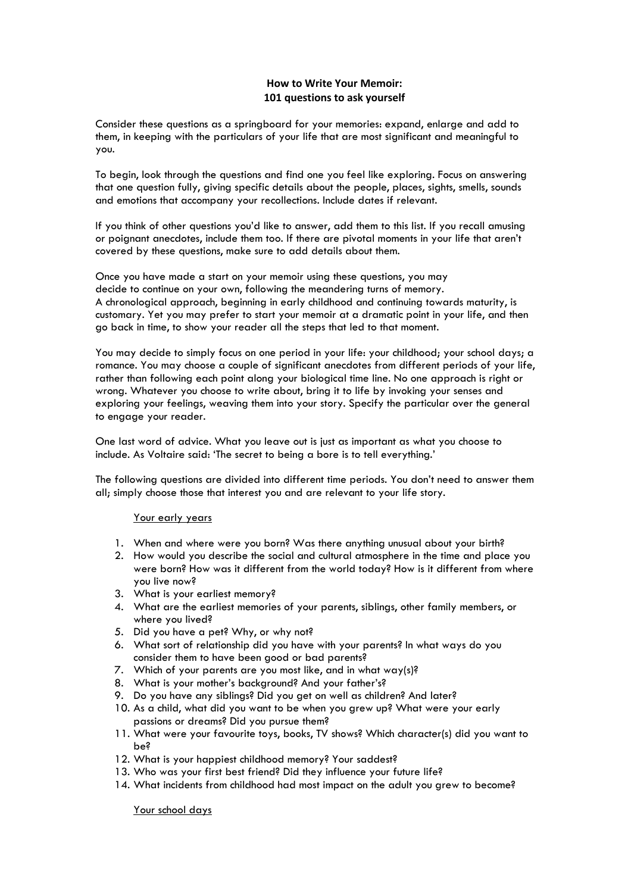# How to Write Your Memoir:
# 101 questions to ask yourself

Consider these questions as a springboard for your memories: expand, enlarge and add to them, in keeping with the particulars of your life that are most significant and meaningful to you.

To begin, look through the questions and find one you feel like exploring. Focus on answering that one question fully, giving specific details about the people, places, sights, smells, sounds and emotions that accompany your recollections. Include dates if relevant.

If you think of other questions you'd like to answer, add them to this list. If you recall amusing or poignant anecdotes, include them too. If there are pivotal moments in your life that aren't covered by these questions, make sure to add details about them.

Once you have made a start on your memoir using these questions, you may decide to continue on your own, following the meandering turns of memory. A chronological approach, beginning in early childhood and continuing towards maturity, is customary. Yet you may prefer to start your memoir at a dramatic point in your life, and then go back in time, to show your reader all the steps that led to that moment.

You may decide to simply focus on one period in your life: your childhood; your school days; a romance. You may choose a couple of significant anecdotes from different periods of your life, rather than following each point along your biological time line. No one approach is right or wrong. Whatever you choose to write about, bring it to life by invoking your senses and exploring your feelings, weaving them into your story. Specify the particular over the general to engage your reader.

One last word of advice. What you leave out is just as important as what you choose to include. As Voltaire said: 'The secret to being a bore is to tell everything.'

The following questions are divided into different time periods. You don't need to answer them all; simply choose those that interest you and are relevant to your life story.

## Your early years

1. When and where were you born? Was there anything unusual about your birth?
2. How would you describe the social and cultural atmosphere in the time and place you were born? How was it different from the world today? How is it different from where you live now?
3. What is your earliest memory?
4. What are the earliest memories of your parents, siblings, other family members, or where you lived?
5. Did you have a pet? Why, or why not?
6. What sort of relationship did you have with your parents? In what ways do you consider them to have been good or bad parents?
7. Which of your parents are you most like, and in what way(s)?
8. What is your mother's background? And your father's?
9. Do you have any siblings? Did you get on well as children? And later?
10. As a child, what did you want to be when you grew up? What were your early passions or dreams? Did you pursue them?
11. What were your favourite toys, books, TV shows? Which character(s) did you want to be?
12. What is your happiest childhood memory? Your saddest?
13. Who was your first best friend? Did they influence your future life?
14. What incidents from childhood had most impact on the adult you grew to become?

## Your school days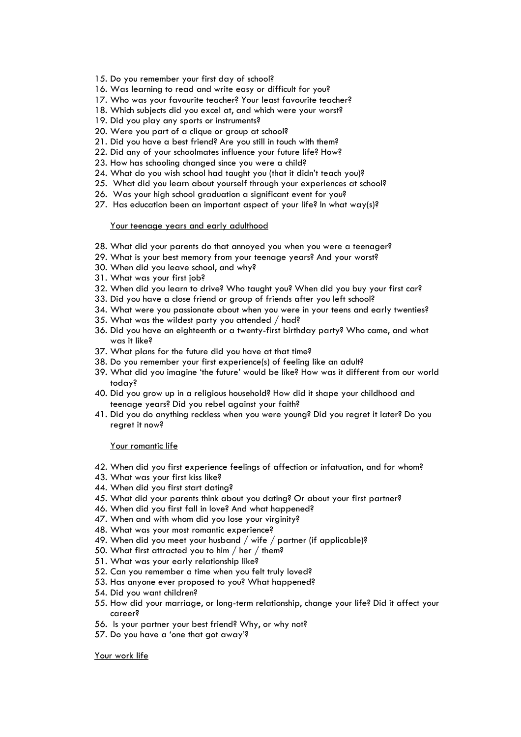15. Do you remember your first day of school?
16. Was learning to read and write easy or difficult for you?
17. Who was your favourite teacher? Your least favourite teacher?
18. Which subjects did you excel at, and which were your worst?
19. Did you play any sports or instruments?
20. Were you part of a clique or group at school?
21. Did you have a best friend? Are you still in touch with them?
22. Did any of your schoolmates influence your future life? How?
23. How has schooling changed since you were a child?
24. What do you wish school had taught you (that it didn't teach you)?
25. What did you learn about yourself through your experiences at school?
26. Was your high school graduation a significant event for you?
27. Has education been an important aspect of your life? In what way(s)?

<u>Your teenage years and early adulthood</u>

28. What did your parents do that annoyed you when you were a teenager?
29. What is your best memory from your teenage years? And your worst?
30. When did you leave school, and why?
31. What was your first job?
32. When did you learn to drive? Who taught you? When did you buy your first car?
33. Did you have a close friend or group of friends after you left school?
34. What were you passionate about when you were in your teens and early twenties?
35. What was the wildest party you attended / had?
36. Did you have an eighteenth or a twenty-first birthday party? Who came, and what was it like?
37. What plans for the future did you have at that time?
38. Do you remember your first experience(s) of feeling like an adult?
39. What did you imagine 'the future' would be like? How was it different from our world today?
40. Did you grow up in a religious household? How did it shape your childhood and teenage years? Did you rebel against your faith?
41. Did you do anything reckless when you were young? Did you regret it later? Do you regret it now?

<u>Your romantic life</u>

42. When did you first experience feelings of affection or infatuation, and for whom?
43. What was your first kiss like?
44. When did you first start dating?
45. What did your parents think about you dating? Or about your first partner?
46. When did you first fall in love? And what happened?
47. When and with whom did you lose your virginity?
48. What was your most romantic experience?
49. When did you meet your husband / wife / partner (if applicable)?
50. What first attracted you to him / her / them?
51. What was your early relationship like?
52. Can you remember a time when you felt truly loved?
53. Has anyone ever proposed to you? What happened?
54. Did you want children?
55. How did your marriage, or long-term relationship, change your life? Did it affect your career?
56. Is your partner your best friend? Why, or why not?
57. Do you have a 'one that got away'?

<u>Your work life</u>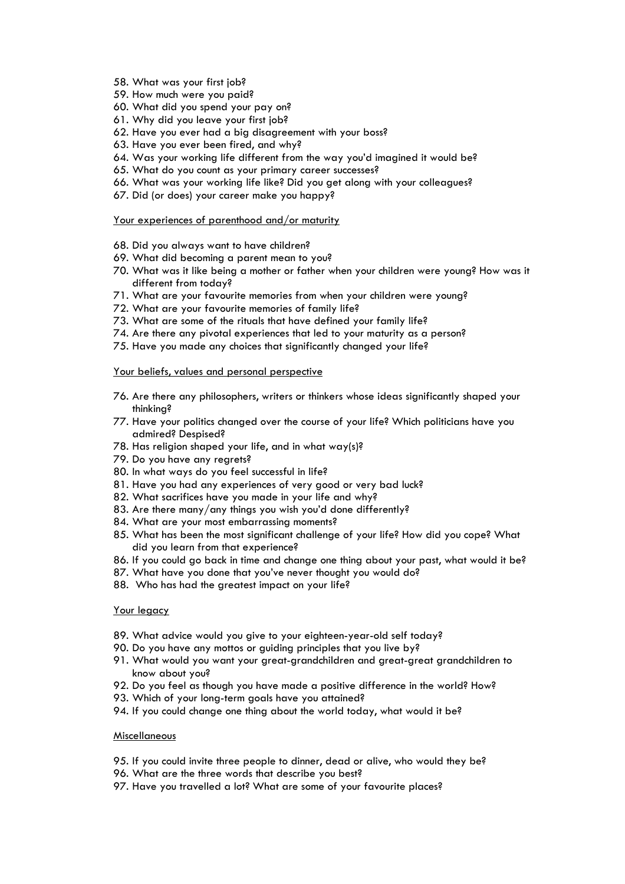58. What was your first job?
59. How much were you paid?
60. What did you spend your pay on?
61. Why did you leave your first job?
62. Have you ever had a big disagreement with your boss?
63. Have you ever been fired, and why?
64. Was your working life different from the way you'd imagined it would be?
65. What do you count as your primary career successes?
66. What was your working life like? Did you get along with your colleagues?
67. Did (or does) your career make you happy?

<u>Your experiences of parenthood and/or maturity</u>

68. Did you always want to have children?
69. What did becoming a parent mean to you?
70. What was it like being a mother or father when your children were young? How was it different from today?
71. What are your favourite memories from when your children were young?
72. What are your favourite memories of family life?
73. What are some of the rituals that have defined your family life?
74. Are there any pivotal experiences that led to your maturity as a person?
75. Have you made any choices that significantly changed your life?

<u>Your beliefs, values and personal perspective</u>

76. Are there any philosophers, writers or thinkers whose ideas significantly shaped your thinking?
77. Have your politics changed over the course of your life? Which politicians have you admired? Despised?
78. Has religion shaped your life, and in what way(s)?
79. Do you have any regrets?
80. In what ways do you feel successful in life?
81. Have you had any experiences of very good or very bad luck?
82. What sacrifices have you made in your life and why?
83. Are there many/any things you wish you'd done differently?
84. What are your most embarrassing moments?
85. What has been the most significant challenge of your life? How did you cope? What did you learn from that experience?
86. If you could go back in time and change one thing about your past, what would it be?
87. What have you done that you've never thought you would do?
88. Who has had the greatest impact on your life?

<u>Your legacy</u>

89. What advice would you give to your eighteen-year-old self today?
90. Do you have any mottos or guiding principles that you live by?
91. What would you want your great-grandchildren and great-great grandchildren to know about you?
92. Do you feel as though you have made a positive difference in the world? How?
93. Which of your long-term goals have you attained?
94. If you could change one thing about the world today, what would it be?

<u>Miscellaneous</u>

95. If you could invite three people to dinner, dead or alive, who would they be?
96. What are the three words that describe you best?
97. Have you travelled a lot? What are some of your favourite places?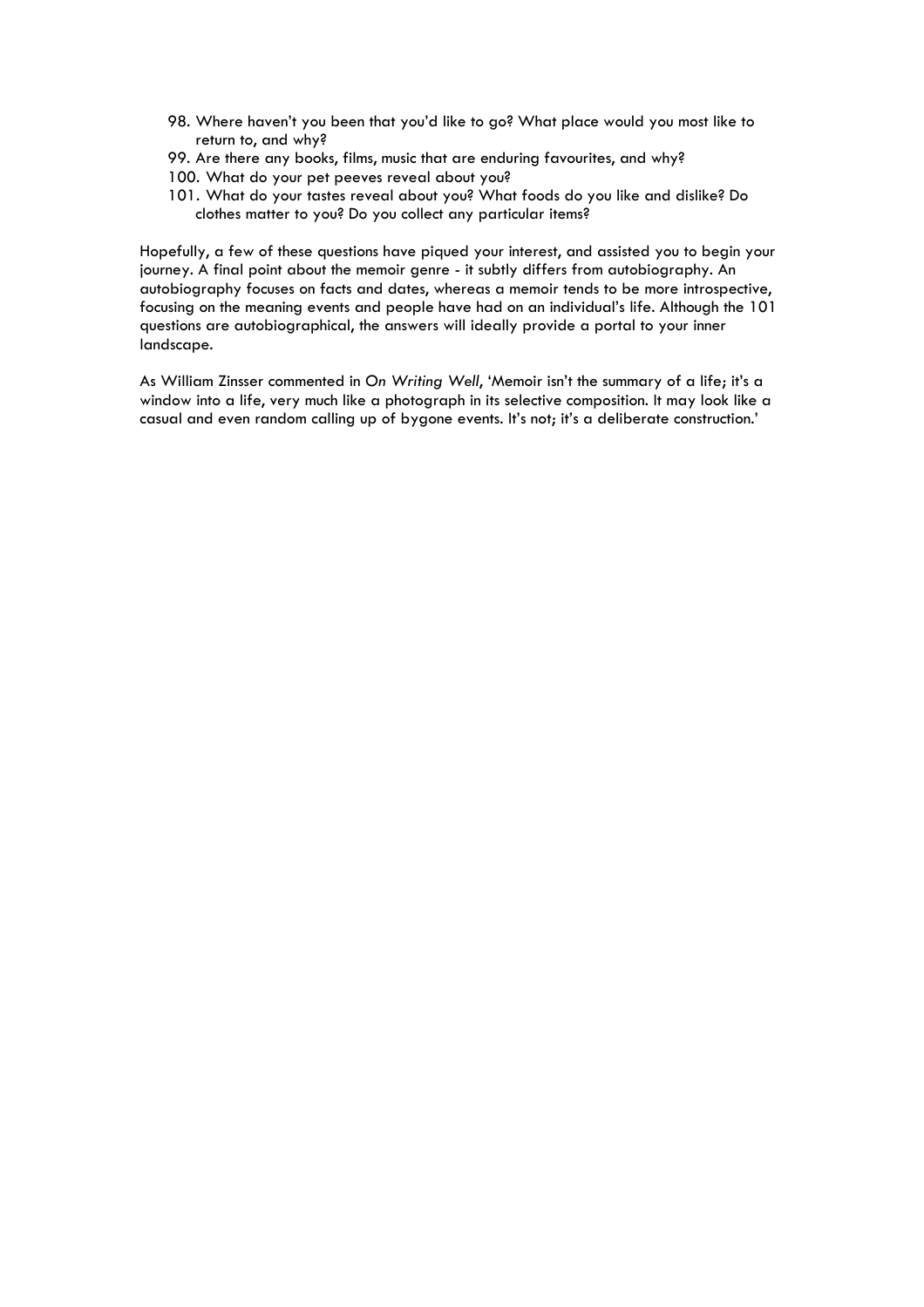98. Where haven't you been that you'd like to go? What place would you most like to return to, and why?
99. Are there any books, films, music that are enduring favourites, and why?
100. What do your pet peeves reveal about you?
101. What do your tastes reveal about you? What foods do you like and dislike? Do clothes matter to you? Do you collect any particular items?

Hopefully, a few of these questions have piqued your interest, and assisted you to begin your journey. A final point about the memoir genre - it subtly differs from autobiography. An autobiography focuses on facts and dates, whereas a memoir tends to be more introspective, focusing on the meaning events and people have had on an individual's life. Although the 101 questions are autobiographical, the answers will ideally provide a portal to your inner landscape.

As William Zinsser commented in *On Writing Well*, 'Memoir isn't the summary of a life; it's a window into a life, very much like a photograph in its selective composition. It may look like a casual and even random calling up of bygone events. It's not; it's a deliberate construction.'